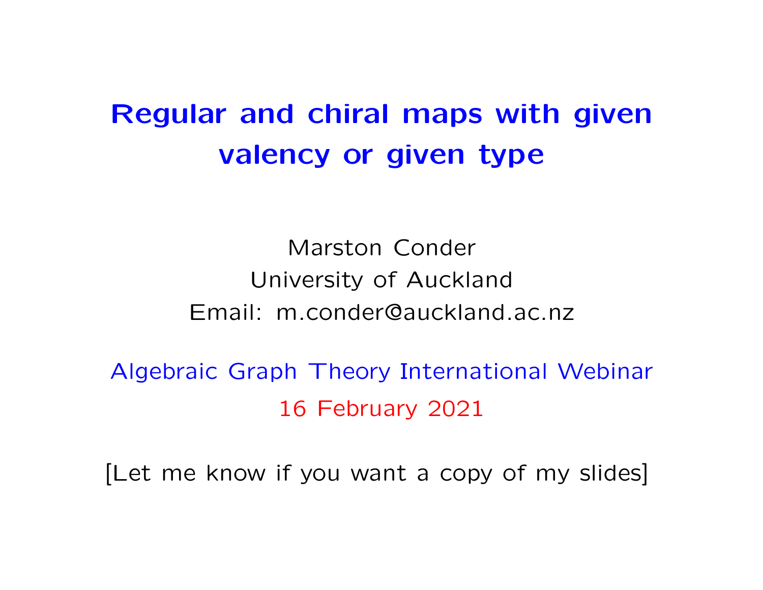# Regular and chiral maps with given valency or given type

Marston Conder
University of Auckland
Email: m.conder@auckland.ac.nz

Algebraic Graph Theory International Webinar
16 February 2021

[Let me know if you want a copy of my slides]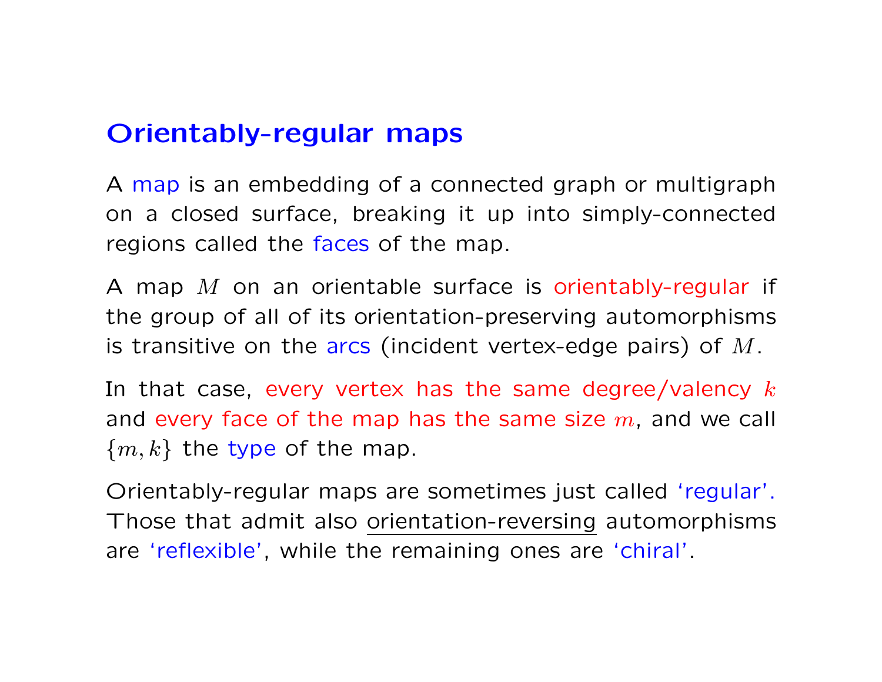## Orientably-regular maps

A map is an embedding of a connected graph or multigraph on a closed surface, breaking it up into simply-connected regions called the faces of the map.

A map $M$ on an orientable surface is orientably-regular if the group of all of its orientation-preserving automorphisms is transitive on the arcs (incident vertex-edge pairs) of $M$.

In that case, every vertex has the same degree/valency $k$ and every face of the map has the same size $m$, and we call $\{m, k\}$ the type of the map.

Orientably-regular maps are sometimes just called 'regular'. Those that admit also orientation-reversing automorphisms are 'reflexible', while the remaining ones are 'chiral'.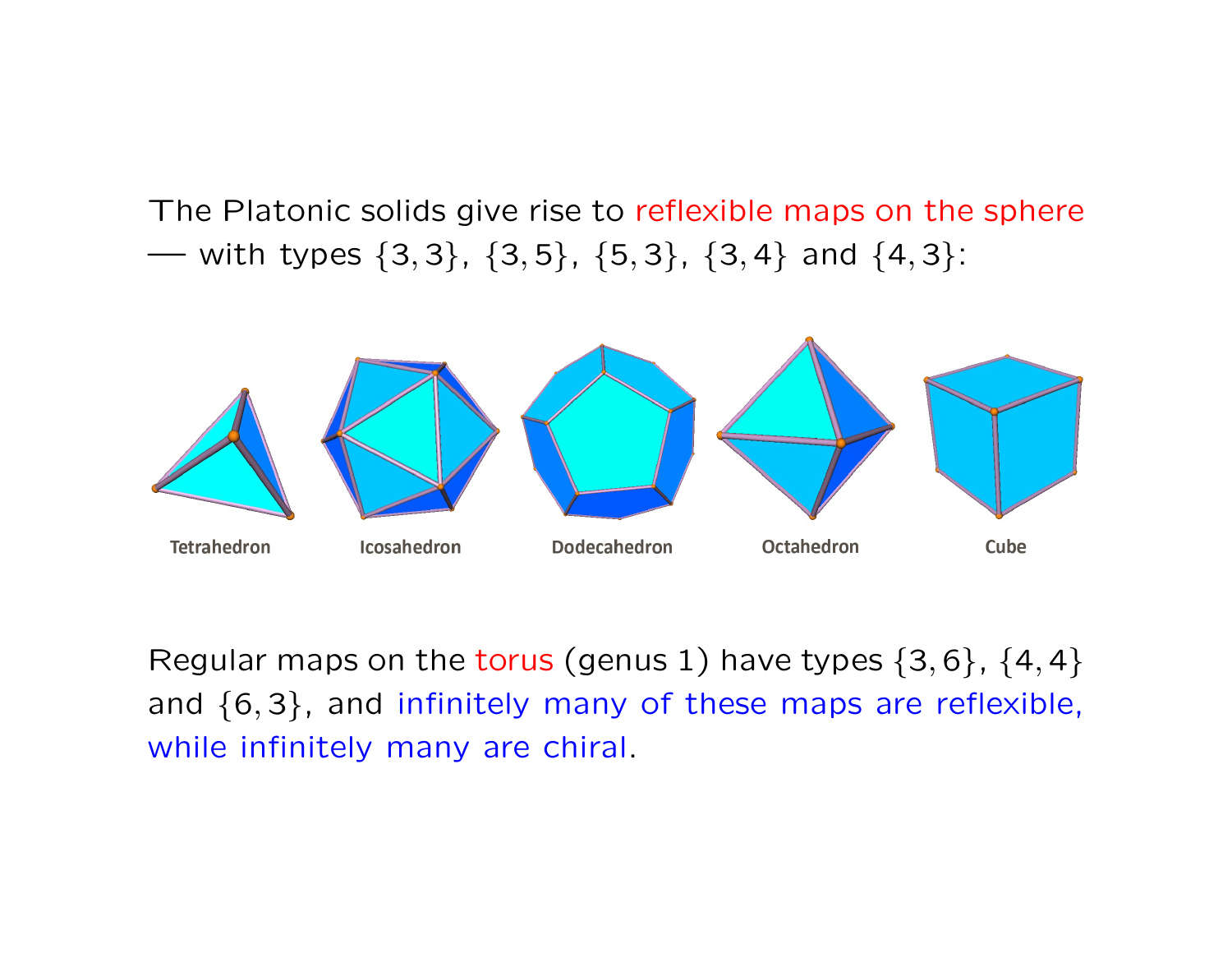The Platonic solids give rise to reflexible maps on the sphere — with types $\{3,3\}$, $\{3,5\}$, $\{5,3\}$, $\{3,4\}$ and $\{4,3\}$:

Tetrahedron Icosahedron Dodecahedron Octahedron Cube

Regular maps on the torus (genus 1) have types $\{3,6\}$, $\{4,4\}$ and $\{6,3\}$, and infinitely many of these maps are reflexible, while infinitely many are chiral.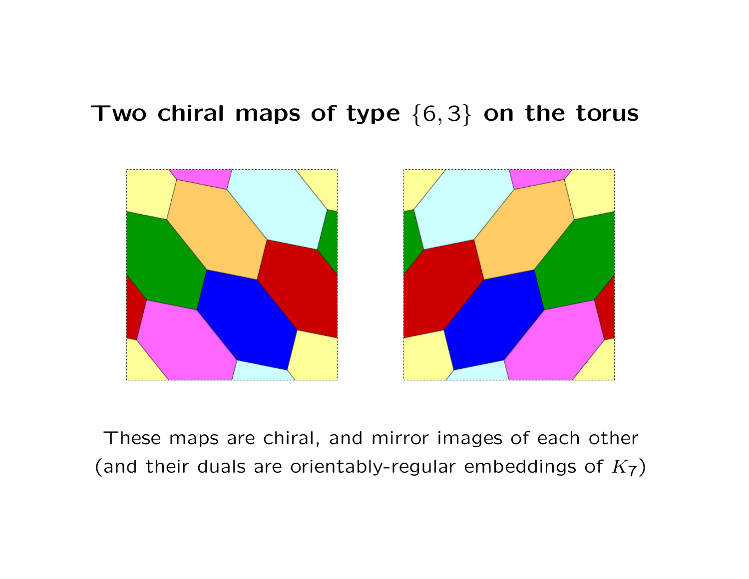# Two chiral maps of type $\{6, 3\}$ on the torus

These maps are chiral, and mirror images of each other (and their duals are orientably-regular embeddings of $K_7$)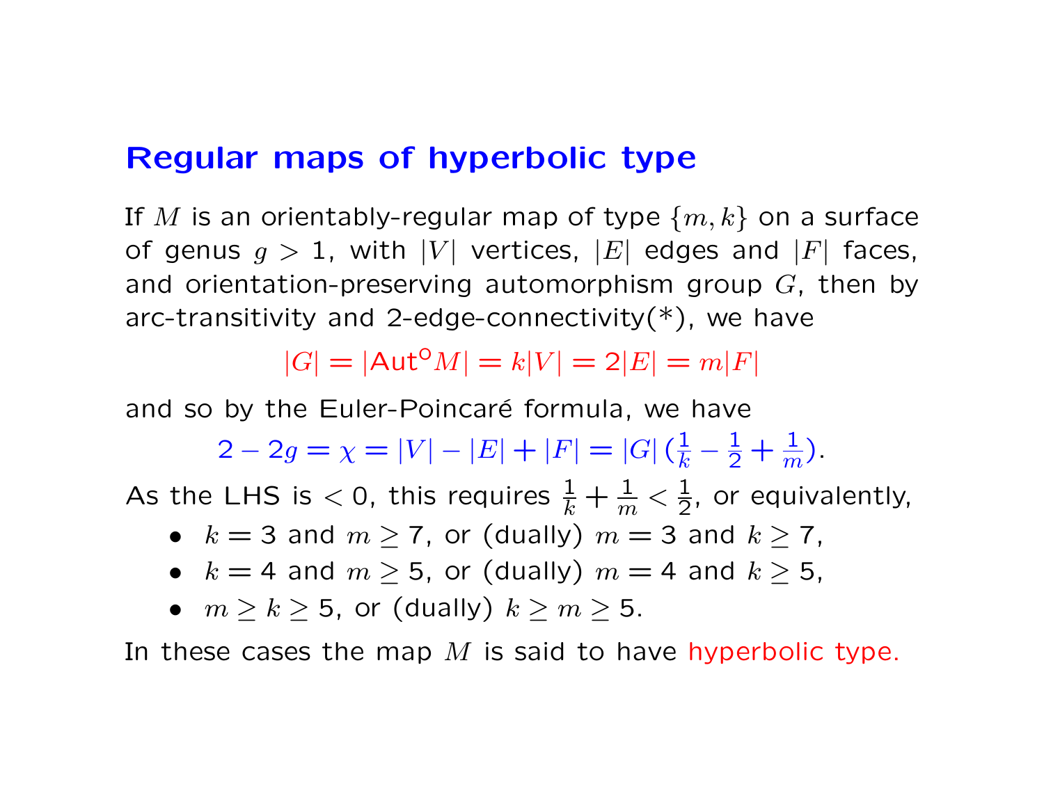## Regular maps of hyperbolic type

If $M$ is an orientably-regular map of type $\{m, k\}$ on a surface of genus $g > 1$, with $|V|$ vertices, $|E|$ edges and $|F|$ faces, and orientation-preserving automorphism group $G$, then by arc-transitivity and 2-edge-connectivity(*), we have

$$|G| = |\mathrm{Aut}^{\mathrm{o}} M| = k|V| = 2|E| = m|F|$$

and so by the Euler-Poincaré formula, we have

$$2 - 2g = \chi = |V| - |E| + |F| = |G|\,(\tfrac{1}{k} - \tfrac{1}{2} + \tfrac{1}{m}).$$

As the LHS is $< 0$, this requires $\frac{1}{k} + \frac{1}{m} < \frac{1}{2}$, or equivalently,

- $k = 3$ and $m \geq 7$, or (dually) $m = 3$ and $k \geq 7$,
- $k = 4$ and $m \geq 5$, or (dually) $m = 4$ and $k \geq 5$,
- $m \geq k \geq 5$, or (dually) $k \geq m \geq 5$.

In these cases the map $M$ is said to have hyperbolic type.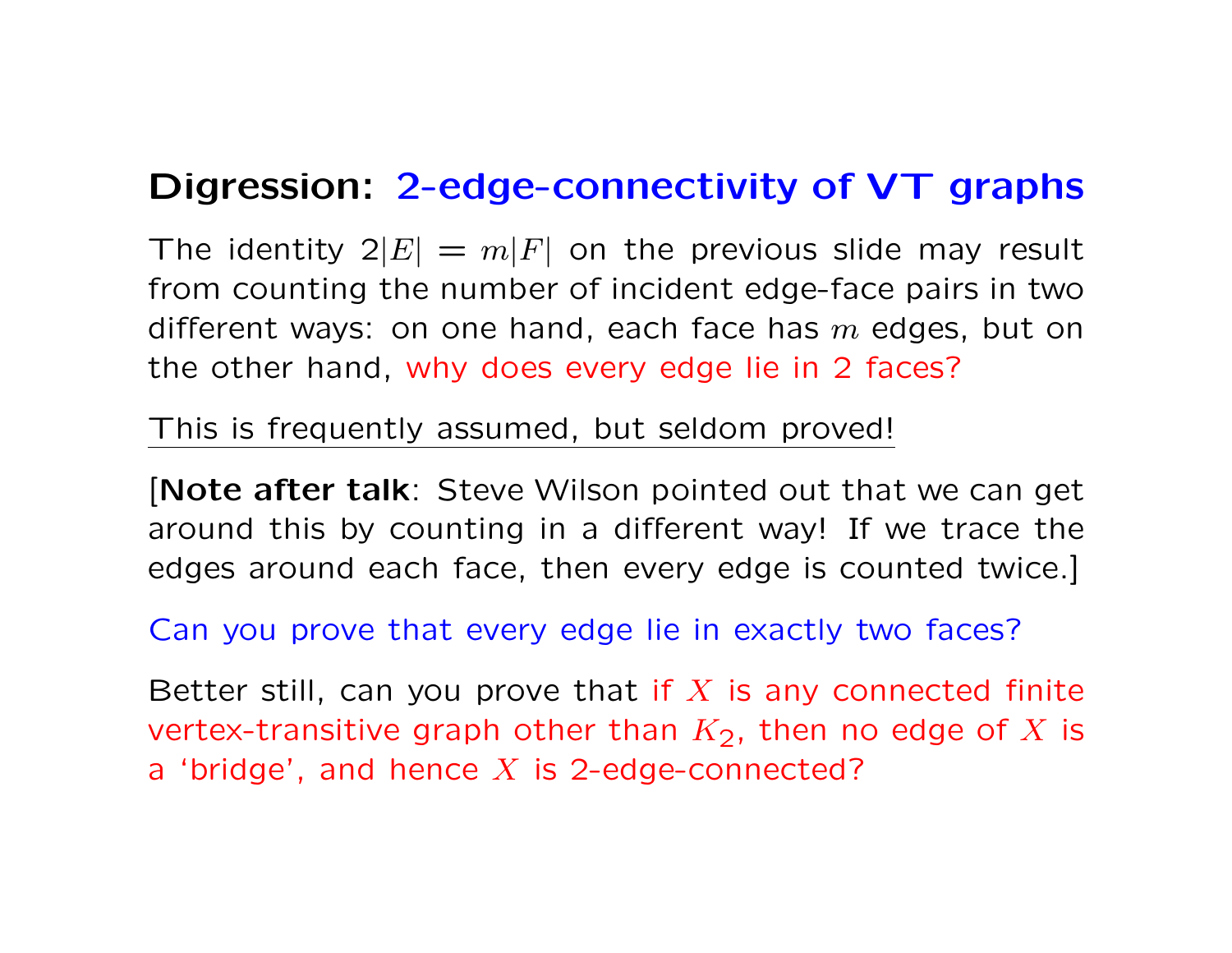## Digression: 2-edge-connectivity of VT graphs

The identity $2|E| = m|F|$ on the previous slide may result from counting the number of incident edge-face pairs in two different ways: on one hand, each face has $m$ edges, but on the other hand, why does every edge lie in 2 faces?

<u>This is frequently assumed, but seldom proved!</u>

[**Note after talk**: Steve Wilson pointed out that we can get around this by counting in a different way! If we trace the edges around each face, then every edge is counted twice.]

Can you prove that every edge lie in exactly two faces?

Better still, can you prove that if $X$ is any connected finite vertex-transitive graph other than $K_2$, then no edge of $X$ is a 'bridge', and hence $X$ is 2-edge-connected?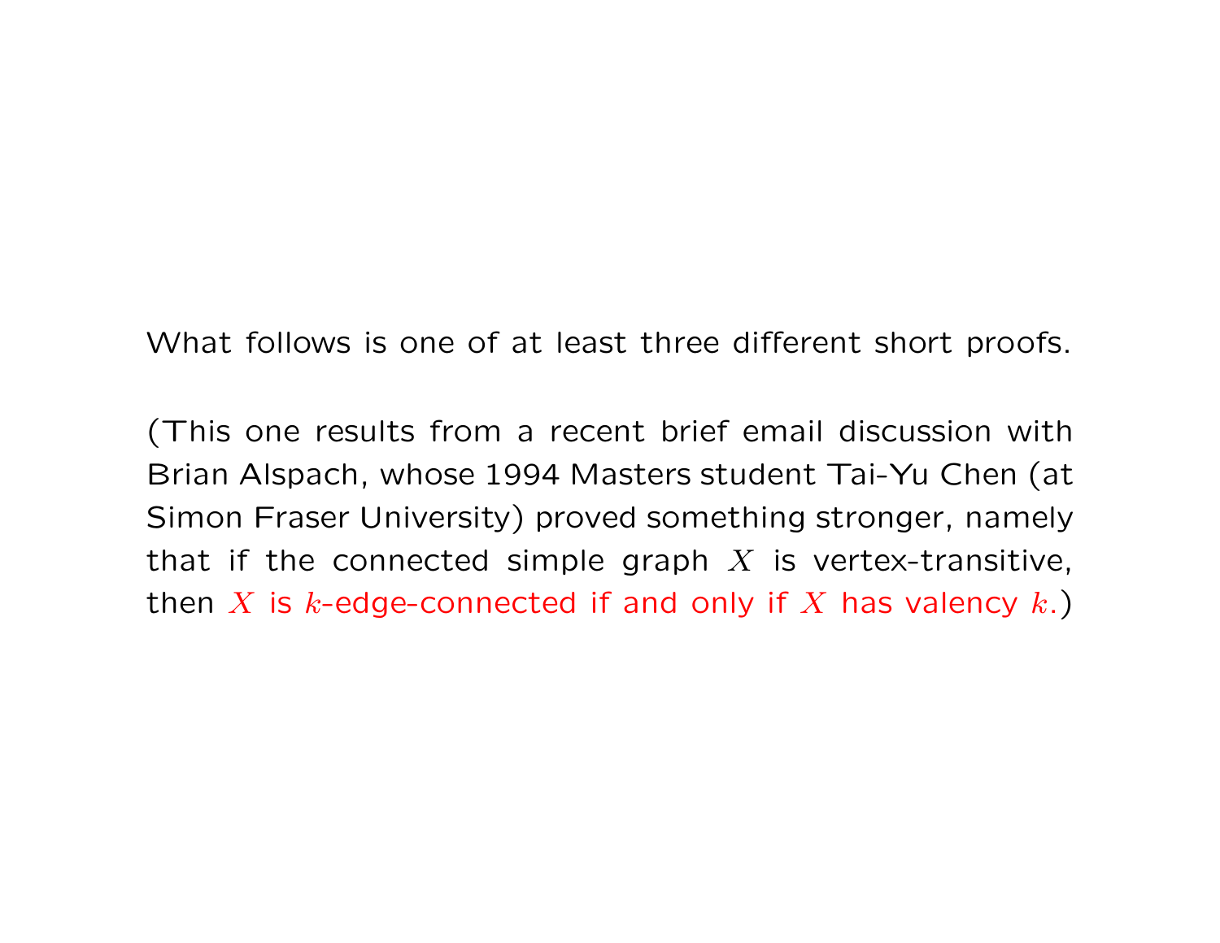What follows is one of at least three different short proofs.

(This one results from a recent brief email discussion with Brian Alspach, whose 1994 Masters student Tai-Yu Chen (at Simon Fraser University) proved something stronger, namely that if the connected simple graph $X$ is vertex-transitive, then $X$ is $k$-edge-connected if and only if $X$ has valency $k$.)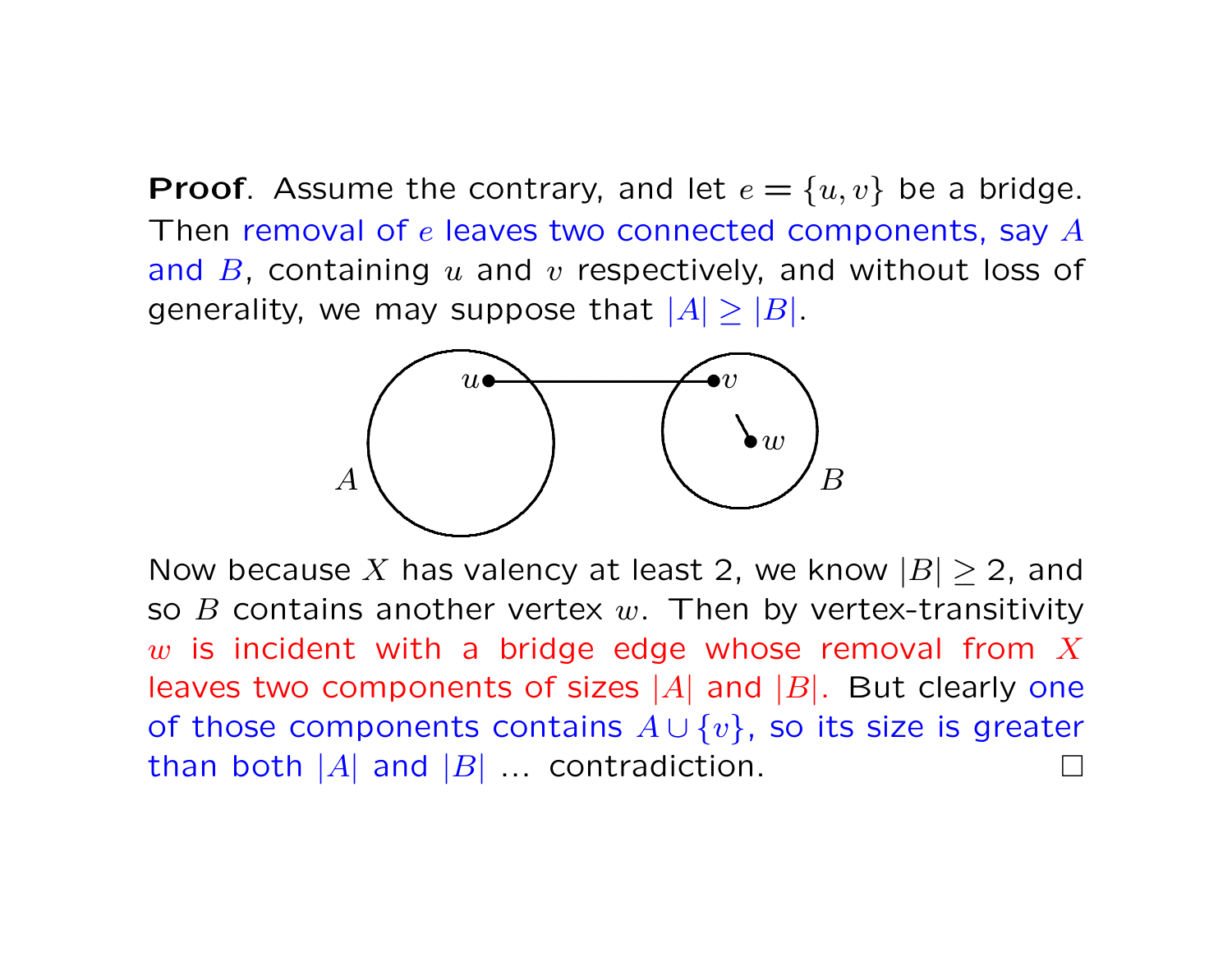**Proof**. Assume the contrary, and let $e = \{u, v\}$ be a bridge. Then removal of $e$ leaves two connected components, say $A$ and $B$, containing $u$ and $v$ respectively, and without loss of generality, we may suppose that $|A| \geq |B|$.

Now because $X$ has valency at least 2, we know $|B| \geq 2$, and so $B$ contains another vertex $w$. Then by vertex-transitivity $w$ is incident with a bridge edge whose removal from $X$ leaves two components of sizes $|A|$ and $|B|$. But clearly one of those components contains $A \cup \{v\}$, so its size is greater than both $|A|$ and $|B|$ ... contradiction. □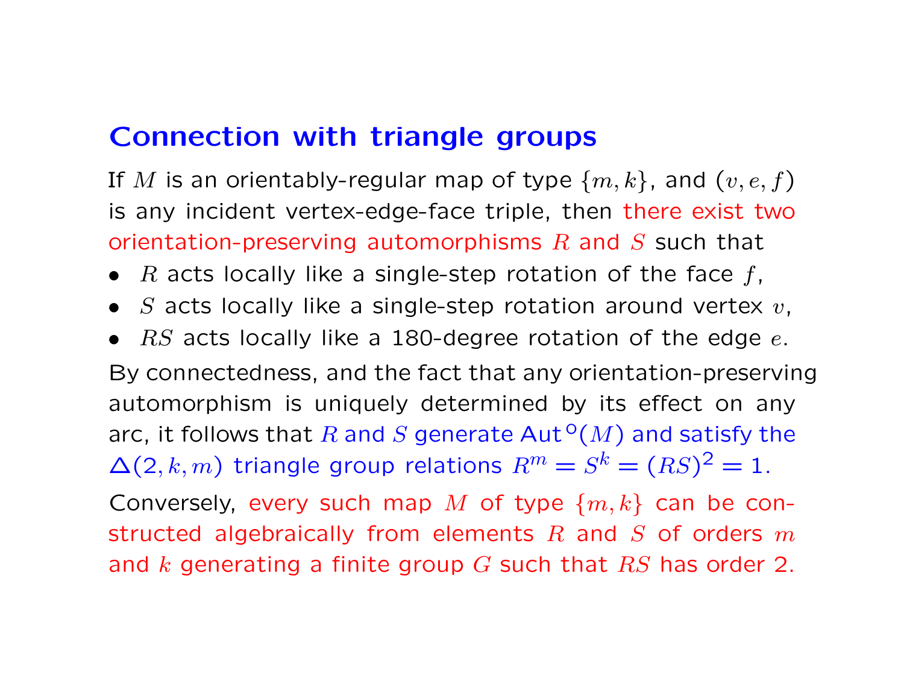## Connection with triangle groups

If $M$ is an orientably-regular map of type $\{m, k\}$, and $(v, e, f)$ is any incident vertex-edge-face triple, then there exist two orientation-preserving automorphisms $R$ and $S$ such that

- $R$ acts locally like a single-step rotation of the face $f$,
- $S$ acts locally like a single-step rotation around vertex $v$,
- $RS$ acts locally like a 180-degree rotation of the edge $e$.

By connectedness, and the fact that any orientation-preserving automorphism is uniquely determined by its effect on any arc, it follows that $R$ and $S$ generate $\mathrm{Aut}^{\mathrm{O}}(M)$ and satisfy the $\Delta(2, k, m)$ triangle group relations $R^m = S^k = (RS)^2 = 1$.

Conversely, every such map $M$ of type $\{m, k\}$ can be constructed algebraically from elements $R$ and $S$ of orders $m$ and $k$ generating a finite group $G$ such that $RS$ has order 2.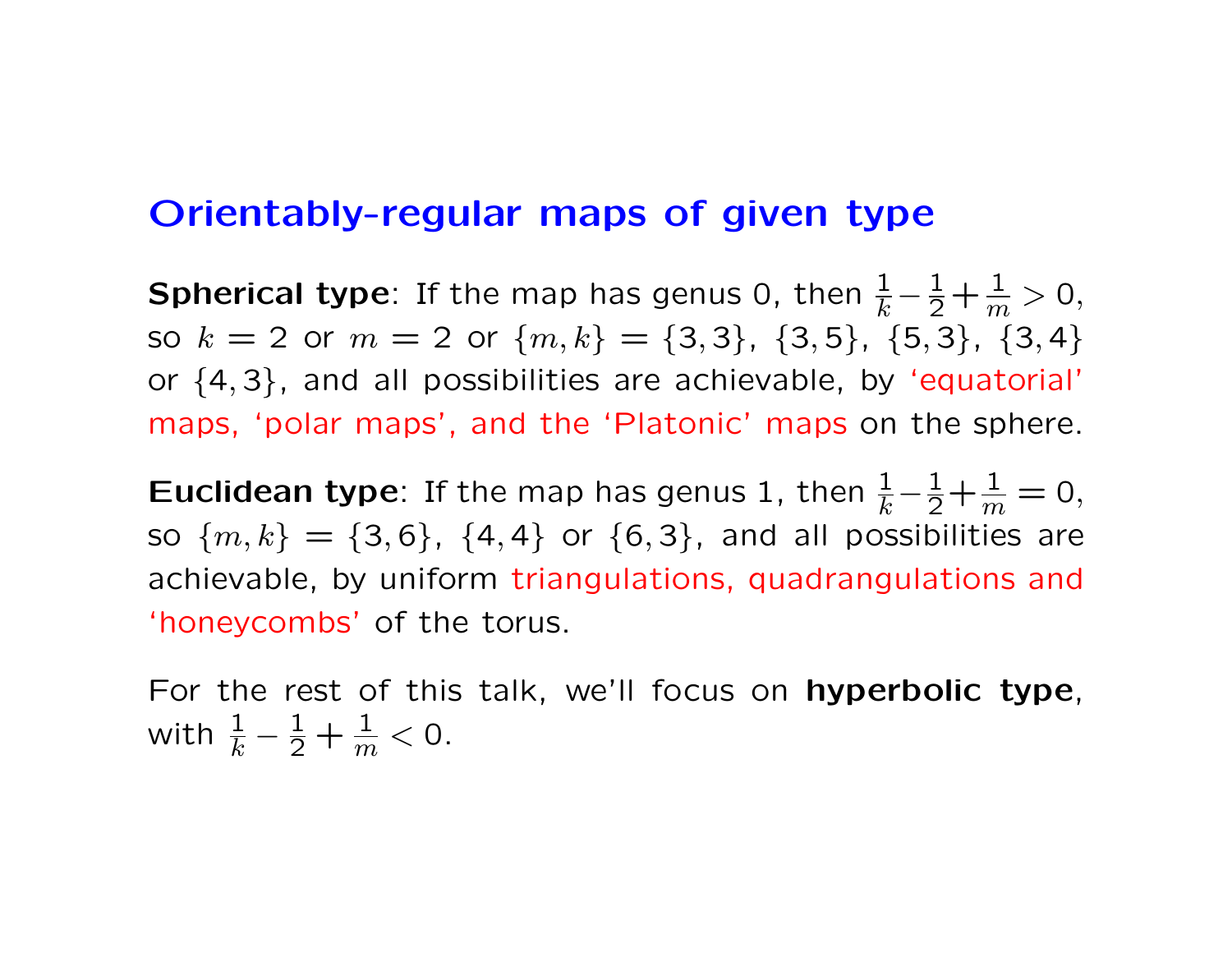# Orientably-regular maps of given type

**Spherical type**: If the map has genus 0, then $\frac{1}{k} - \frac{1}{2} + \frac{1}{m} > 0$, so $k = 2$ or $m = 2$ or $\{m, k\} = \{3, 3\}$, $\{3, 5\}$, $\{5, 3\}$, $\{3, 4\}$ or $\{4, 3\}$, and all possibilities are achievable, by 'equatorial' maps, 'polar maps', and the 'Platonic' maps on the sphere.

**Euclidean type**: If the map has genus 1, then $\frac{1}{k} - \frac{1}{2} + \frac{1}{m} = 0$, so $\{m, k\} = \{3, 6\}$, $\{4, 4\}$ or $\{6, 3\}$, and all possibilities are achievable, by uniform triangulations, quadrangulations and 'honeycombs' of the torus.

For the rest of this talk, we'll focus on **hyperbolic type**, with $\frac{1}{k} - \frac{1}{2} + \frac{1}{m} < 0$.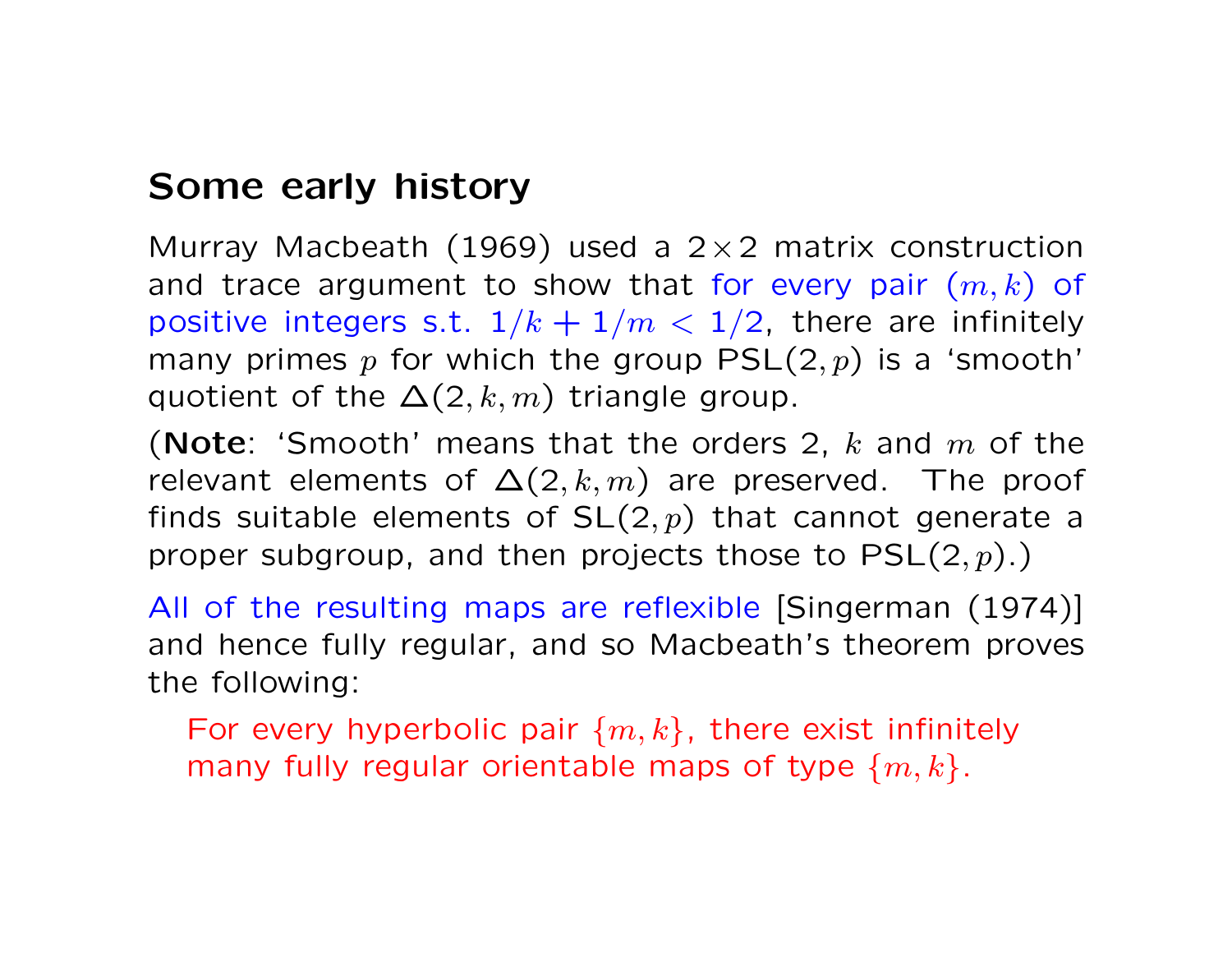## Some early history

Murray Macbeath (1969) used a $2 \times 2$ matrix construction and trace argument to show that for every pair $(m, k)$ of positive integers s.t. $1/k + 1/m < 1/2$, there are infinitely many primes $p$ for which the group $\mathrm{PSL}(2, p)$ is a 'smooth' quotient of the $\Delta(2, k, m)$ triangle group.

(**Note**: 'Smooth' means that the orders 2, $k$ and $m$ of the relevant elements of $\Delta(2, k, m)$ are preserved. The proof finds suitable elements of $\mathrm{SL}(2, p)$ that cannot generate a proper subgroup, and then projects those to $\mathrm{PSL}(2, p)$.)

All of the resulting maps are reflexible [Singerman (1974)] and hence fully regular, and so Macbeath's theorem proves the following:

> For every hyperbolic pair $\{m, k\}$, there exist infinitely many fully regular orientable maps of type $\{m, k\}$.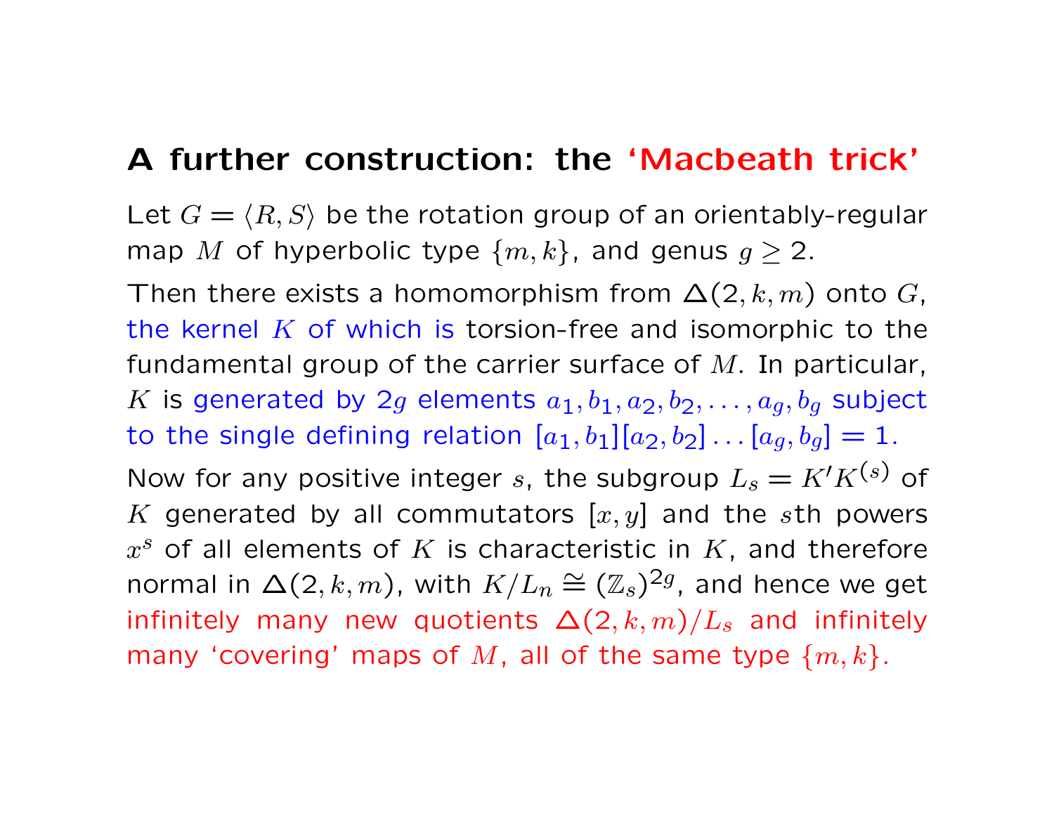## A further construction: the 'Macbeath trick'

Let $G = \langle R, S \rangle$ be the rotation group of an orientably-regular map $M$ of hyperbolic type $\{m, k\}$, and genus $g \geq 2$.

Then there exists a homomorphism from $\Delta(2, k, m)$ onto $G$, the kernel $K$ of which is torsion-free and isomorphic to the fundamental group of the carrier surface of $M$. In particular, $K$ is generated by $2g$ elements $a_1, b_1, a_2, b_2, \ldots, a_g, b_g$ subject to the single defining relation $[a_1, b_1][a_2, b_2] \ldots [a_g, b_g] = 1$.

Now for any positive integer $s$, the subgroup $L_s = K'K^{(s)}$ of $K$ generated by all commutators $[x, y]$ and the $s$th powers $x^s$ of all elements of $K$ is characteristic in $K$, and therefore normal in $\Delta(2, k, m)$, with $K/L_n \cong (\mathbb{Z}_s)^{2g}$, and hence we get infinitely many new quotients $\Delta(2, k, m)/L_s$ and infinitely many 'covering' maps of $M$, all of the same type $\{m, k\}$.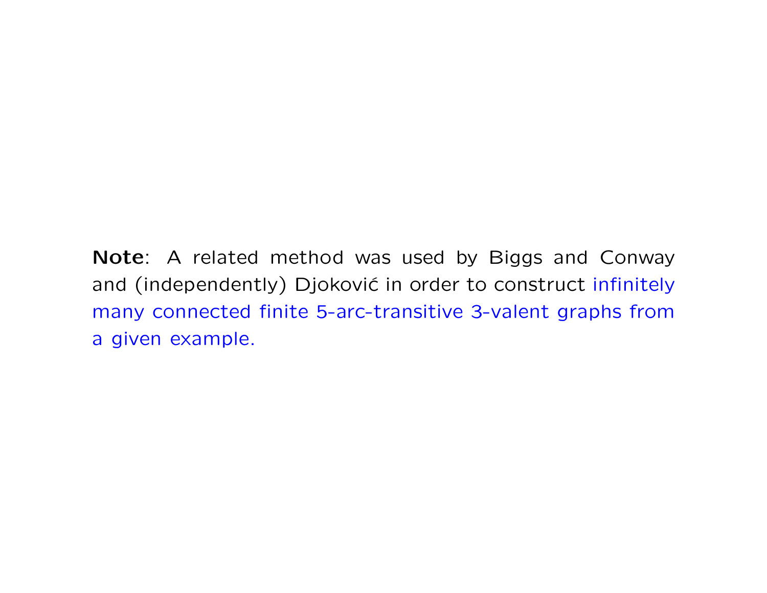**Note**: A related method was used by Biggs and Conway and (independently) Djoković in order to construct infinitely many connected finite 5-arc-transitive 3-valent graphs from a given example.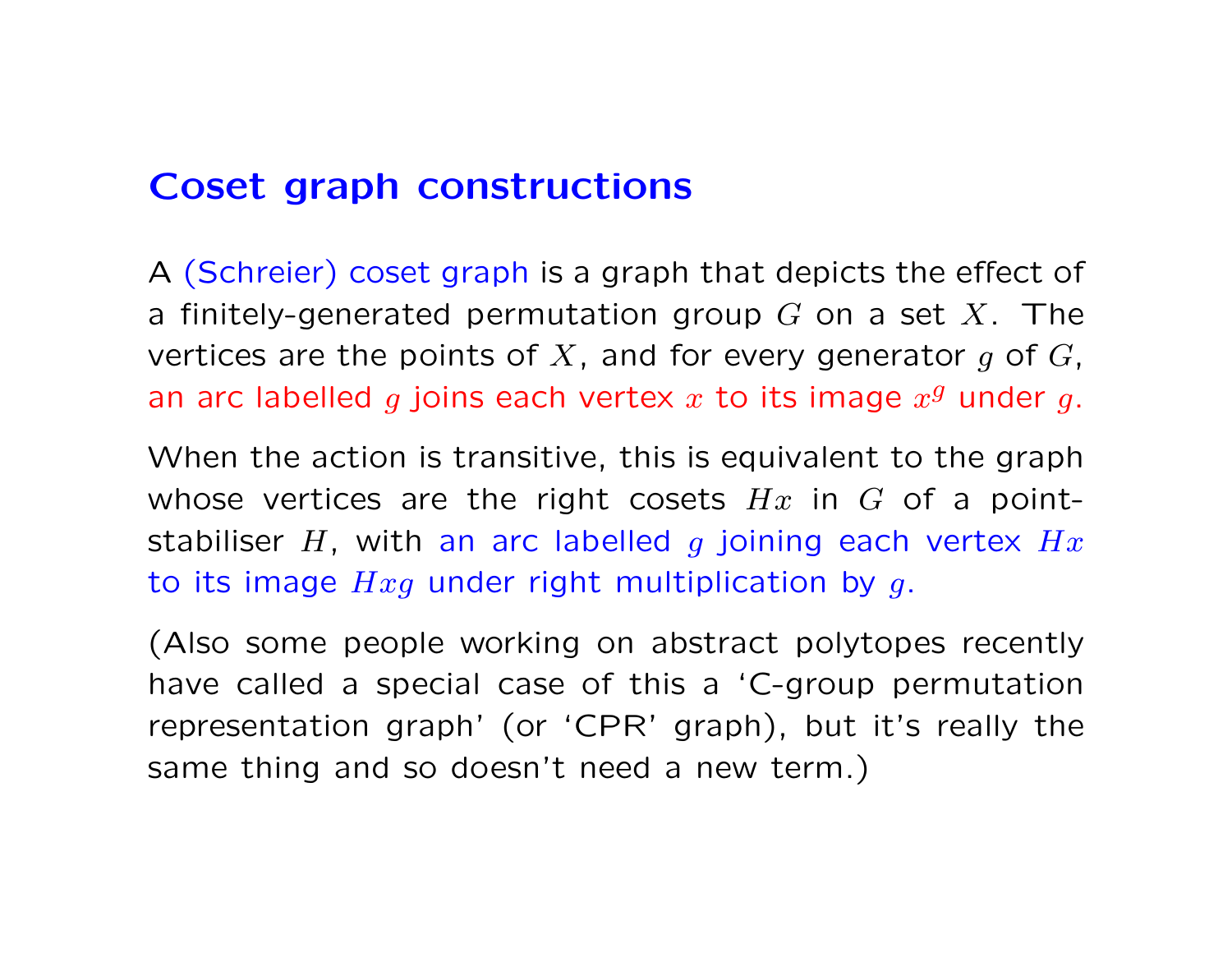## Coset graph constructions

A (Schreier) coset graph is a graph that depicts the effect of a finitely-generated permutation group $G$ on a set $X$. The vertices are the points of $X$, and for every generator $g$ of $G$, an arc labelled $g$ joins each vertex $x$ to its image $x^g$ under $g$.

When the action is transitive, this is equivalent to the graph whose vertices are the right cosets $Hx$ in $G$ of a point-stabiliser $H$, with an arc labelled $g$ joining each vertex $Hx$ to its image $Hxg$ under right multiplication by $g$.

(Also some people working on abstract polytopes recently have called a special case of this a 'C-group permutation representation graph' (or 'CPR' graph), but it's really the same thing and so doesn't need a new term.)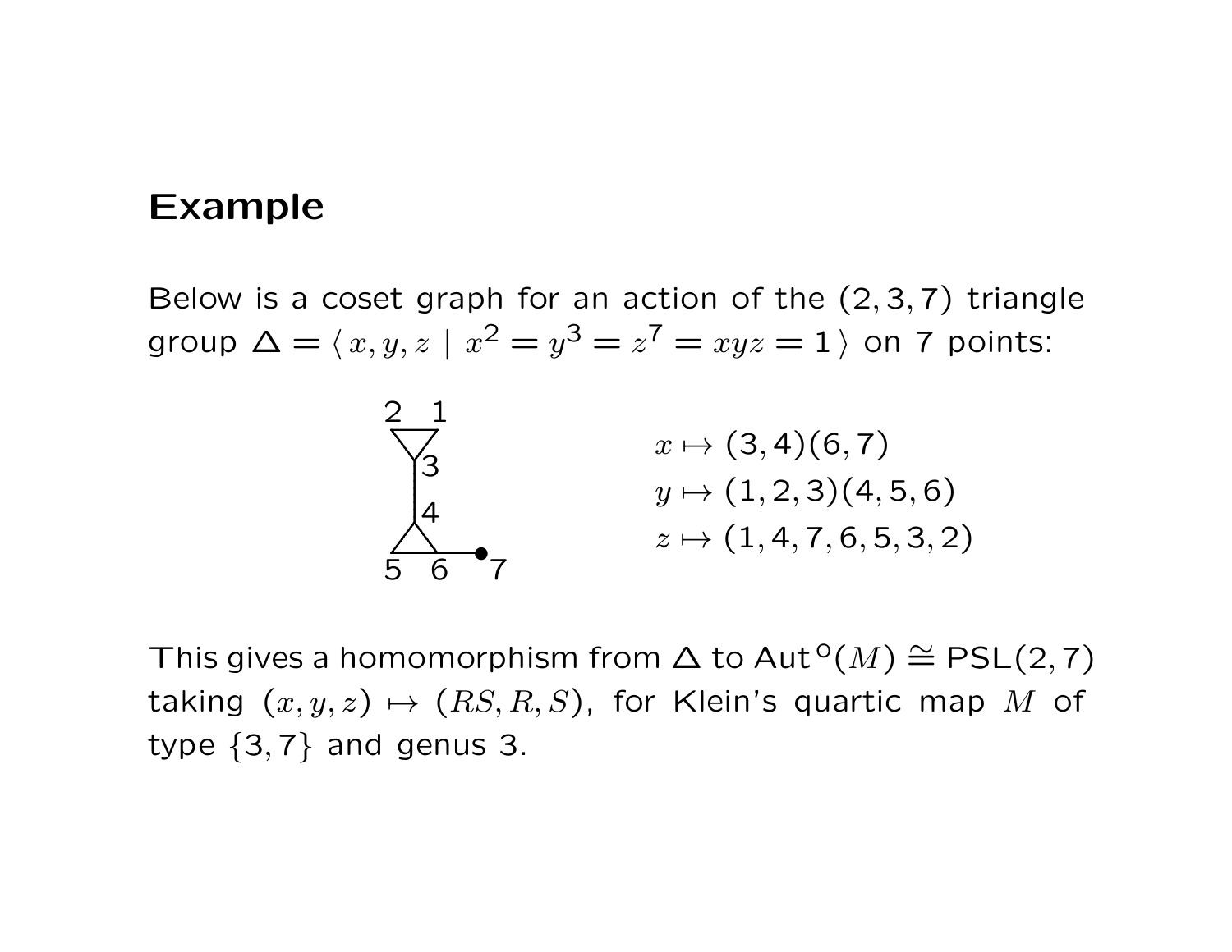## Example

Below is a coset graph for an action of the $(2,3,7)$ triangle group $\Delta = \langle\, x, y, z \mid x^2 = y^3 = z^7 = xyz = 1 \,\rangle$ on 7 points:

$$x \mapsto (3,4)(6,7)$$
$$y \mapsto (1,2,3)(4,5,6)$$
$$z \mapsto (1,4,7,6,5,3,2)$$

This gives a homomorphism from $\Delta$ to $\mathrm{Aut}^{\mathrm{o}}(M) \cong \mathrm{PSL}(2,7)$ taking $(x,y,z) \mapsto (RS, R, S)$, for Klein's quartic map $M$ of type $\{3,7\}$ and genus 3.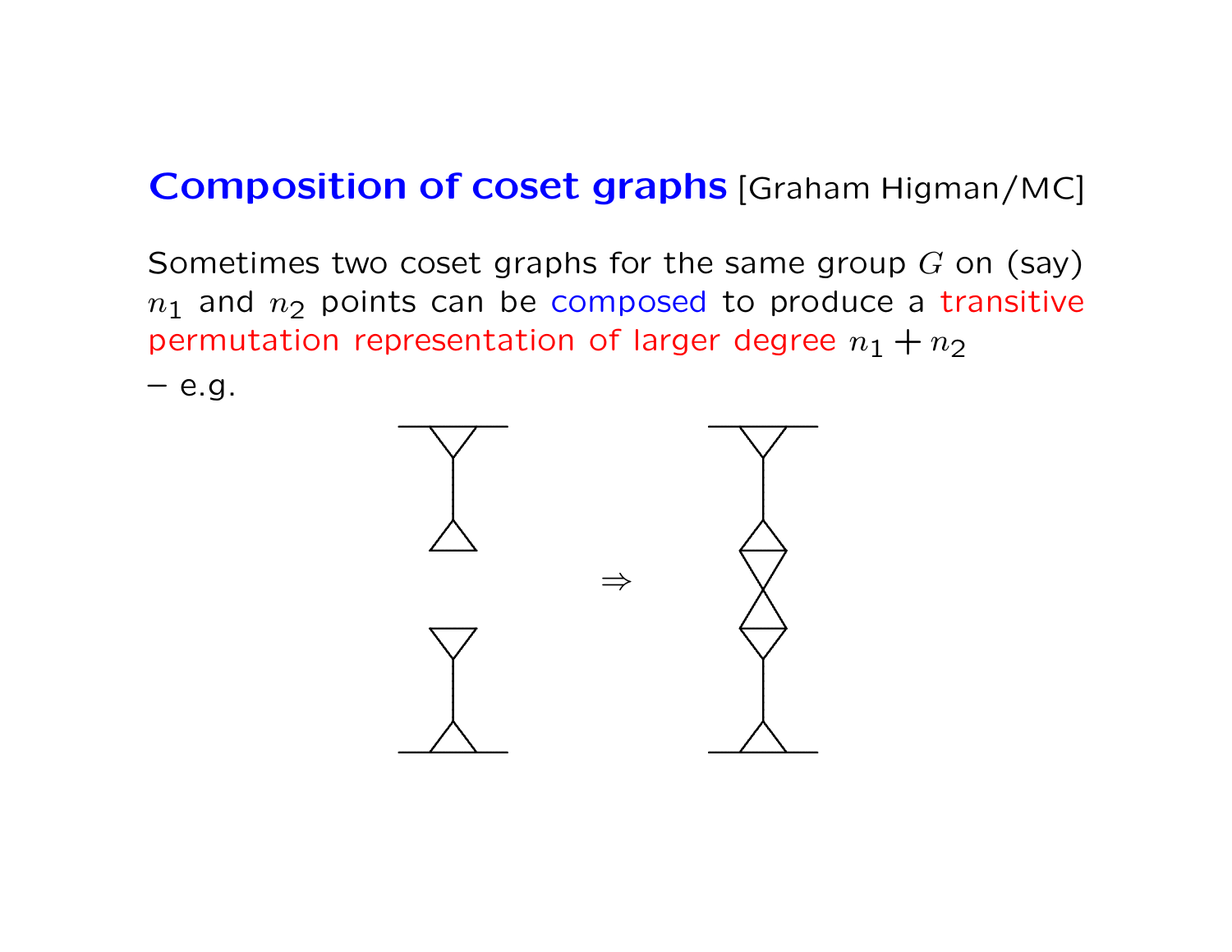# Composition of coset graphs [Graham Higman/MC]

Sometimes two coset graphs for the same group $G$ on (say) $n_1$ and $n_2$ points can be composed to produce a transitive permutation representation of larger degree $n_1 + n_2$

– e.g.

$\Rightarrow$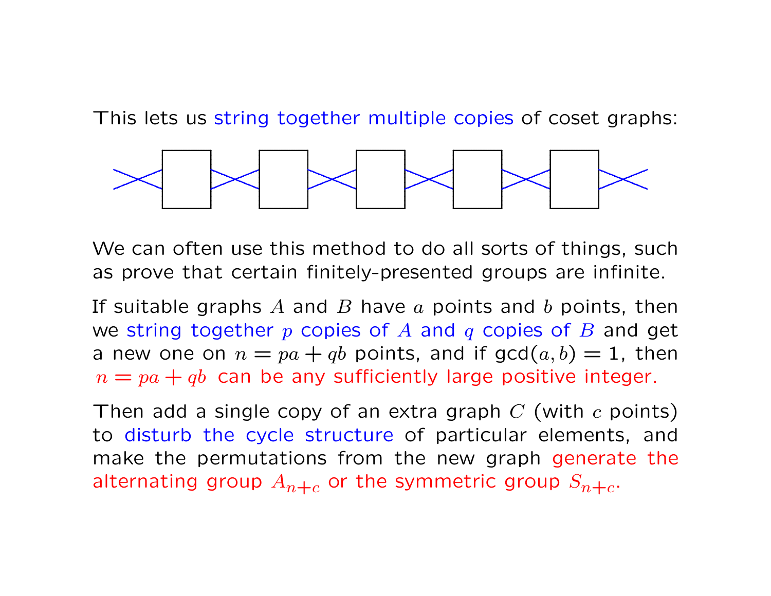This lets us string together multiple copies of coset graphs:

We can often use this method to do all sorts of things, such as prove that certain finitely-presented groups are infinite.

If suitable graphs $A$ and $B$ have $a$ points and $b$ points, then we string together $p$ copies of $A$ and $q$ copies of $B$ and get a new one on $n = pa + qb$ points, and if $\gcd(a, b) = 1$, then $n = pa + qb$ can be any sufficiently large positive integer.

Then add a single copy of an extra graph $C$ (with $c$ points) to disturb the cycle structure of particular elements, and make the permutations from the new graph generate the alternating group $A_{n+c}$ or the symmetric group $S_{n+c}$.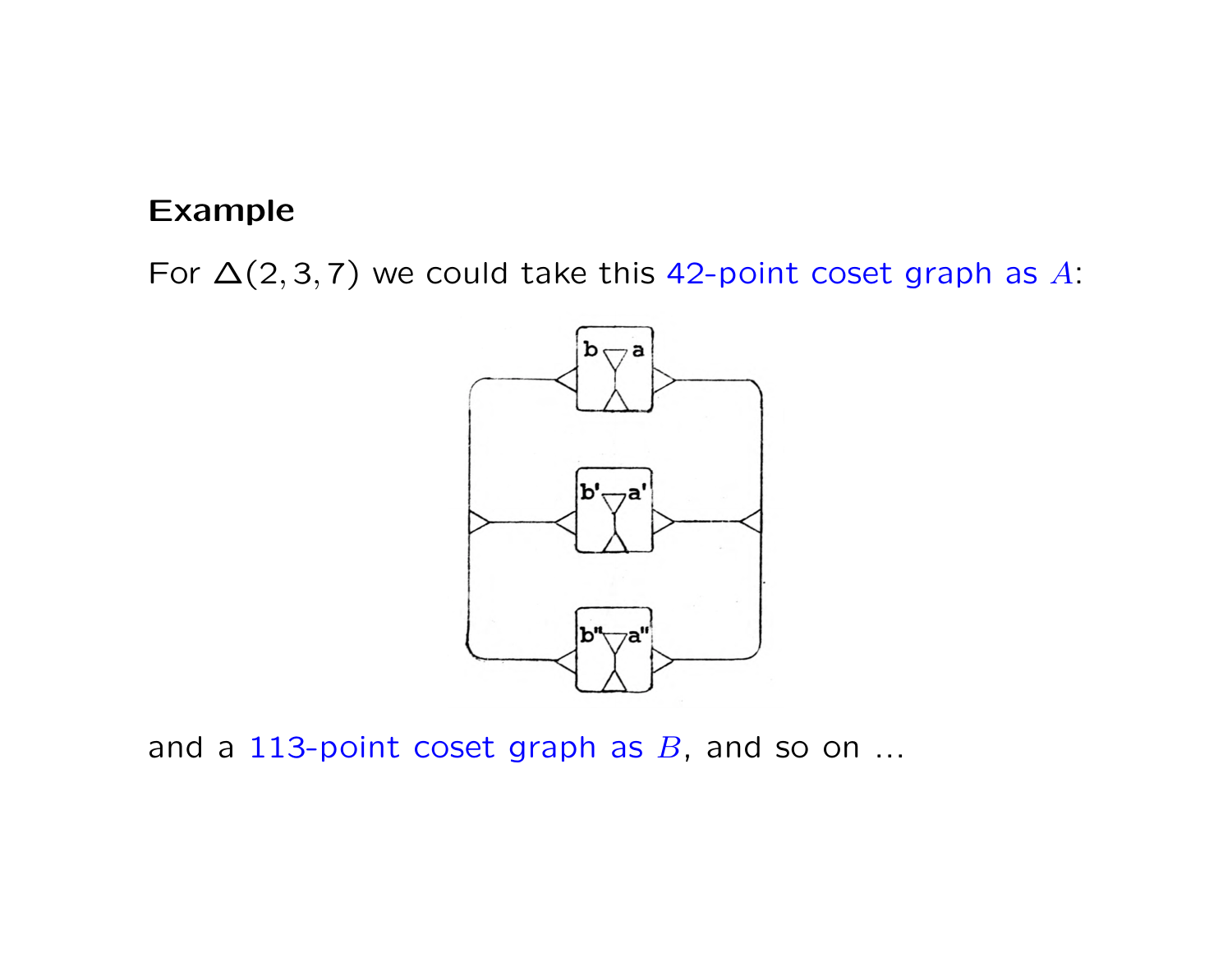**Example**

For $\Delta(2,3,7)$ we could take this 42-point coset graph as $A$:

and a 113-point coset graph as $B$, and so on ...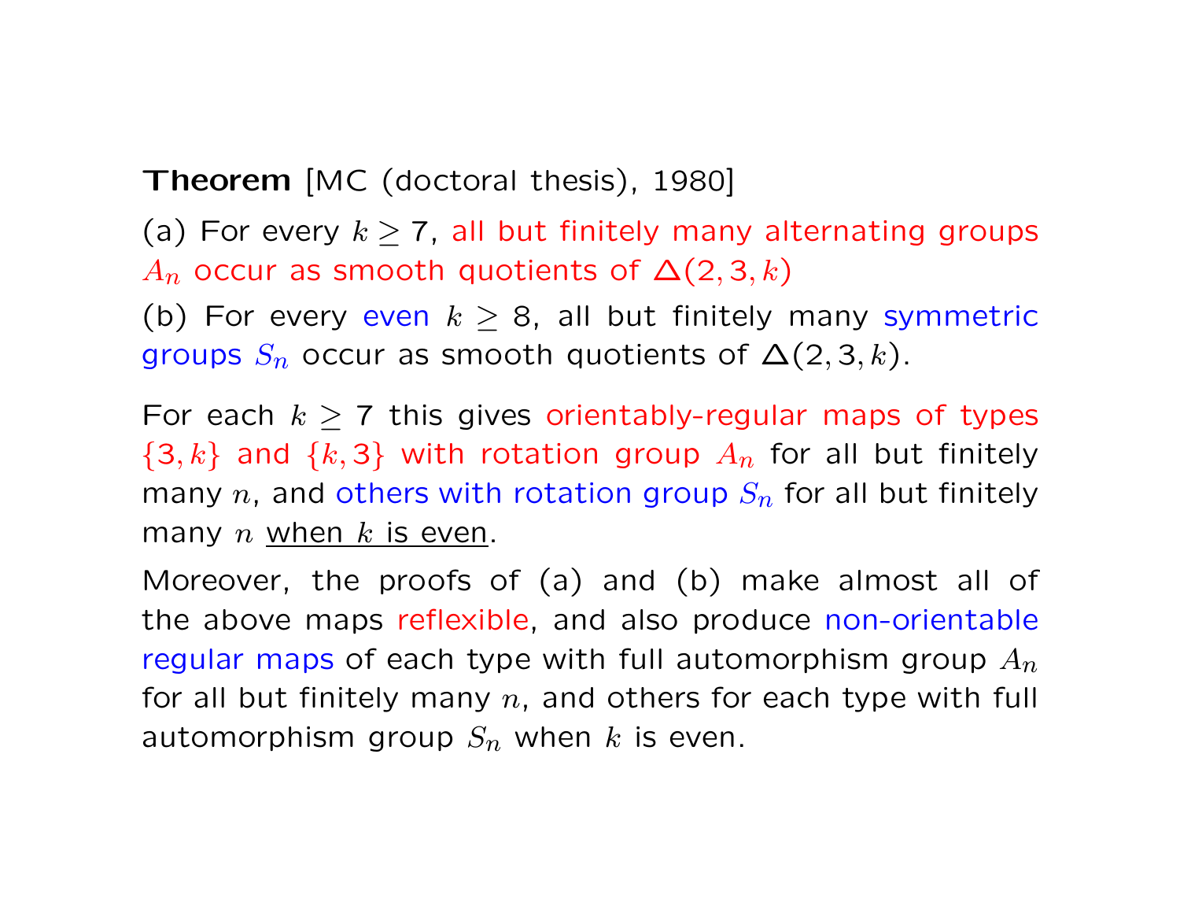**Theorem** [MC (doctoral thesis), 1980]

(a) For every $k \geq 7$, all but finitely many alternating groups $A_n$ occur as smooth quotients of $\Delta(2,3,k)$

(b) For every even $k \geq 8$, all but finitely many symmetric groups $S_n$ occur as smooth quotients of $\Delta(2,3,k)$.

For each $k \geq 7$ this gives orientably-regular maps of types $\{3,k\}$ and $\{k,3\}$ with rotation group $A_n$ for all but finitely many $n$, and others with rotation group $S_n$ for all but finitely many $n$ <u>when $k$ is even</u>.

Moreover, the proofs of (a) and (b) make almost all of the above maps reflexible, and also produce non-orientable regular maps of each type with full automorphism group $A_n$ for all but finitely many $n$, and others for each type with full automorphism group $S_n$ when $k$ is even.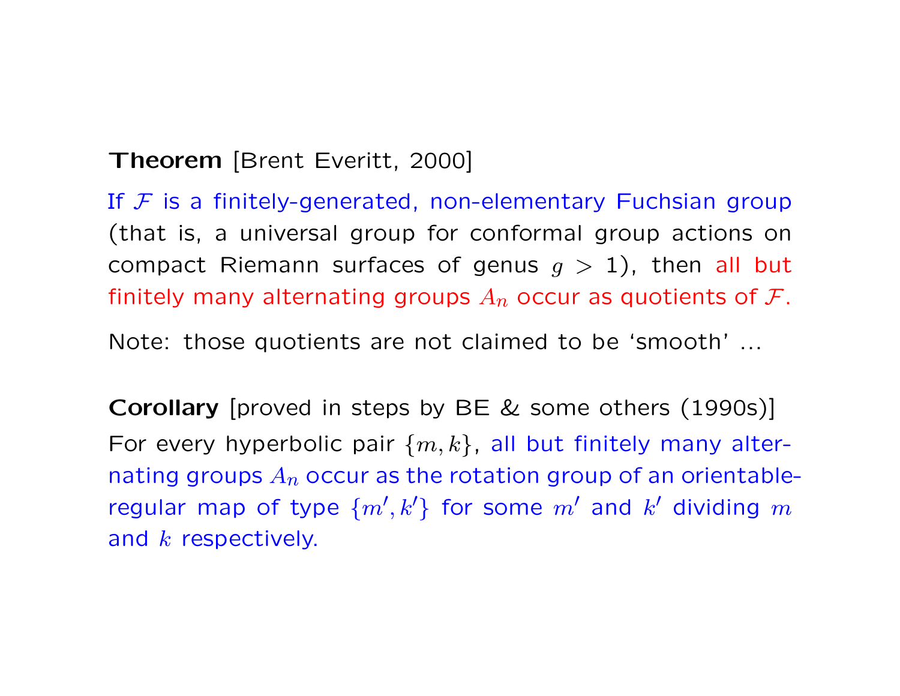**Theorem** [Brent Everitt, 2000]

If $\mathcal{F}$ is a finitely-generated, non-elementary Fuchsian group (that is, a universal group for conformal group actions on compact Riemann surfaces of genus $g > 1$), then all but finitely many alternating groups $A_n$ occur as quotients of $\mathcal{F}$.

Note: those quotients are not claimed to be 'smooth' ...

**Corollary** [proved in steps by BE & some others (1990s)]

For every hyperbolic pair $\{m, k\}$, all but finitely many alternating groups $A_n$ occur as the rotation group of an orientable-regular map of type $\{m', k'\}$ for some $m'$ and $k'$ dividing $m$ and $k$ respectively.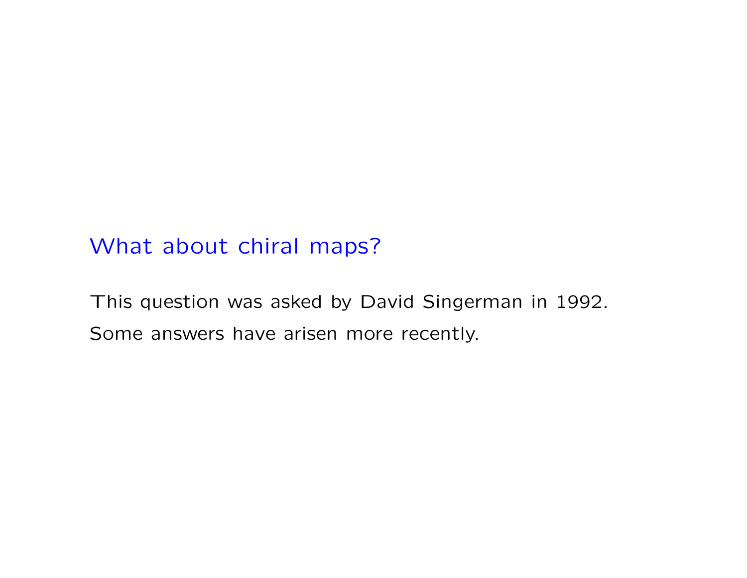## What about chiral maps?

This question was asked by David Singerman in 1992.

Some answers have arisen more recently.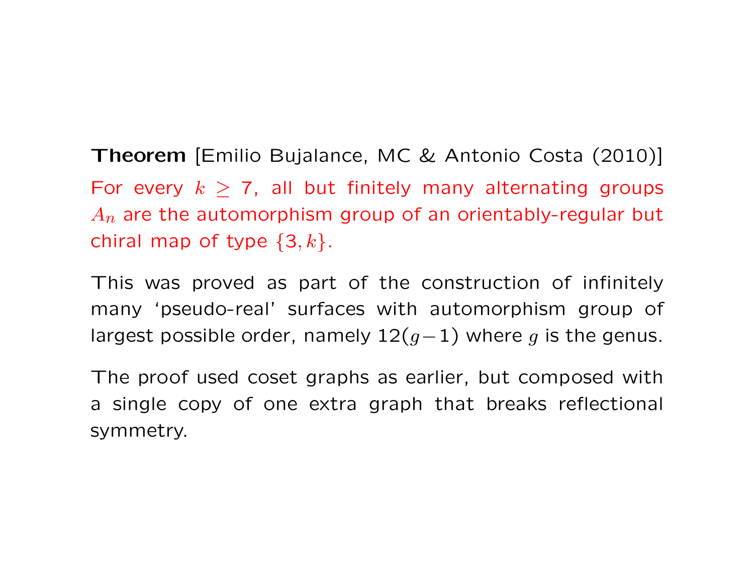**Theorem** [Emilio Bujalance, MC & Antonio Costa (2010)]
For every $k \geq 7$, all but finitely many alternating groups $A_n$ are the automorphism group of an orientably-regular but chiral map of type $\{3, k\}$.

This was proved as part of the construction of infinitely many 'pseudo-real' surfaces with automorphism group of largest possible order, namely $12(g-1)$ where $g$ is the genus.

The proof used coset graphs as earlier, but composed with a single copy of one extra graph that breaks reflectional symmetry.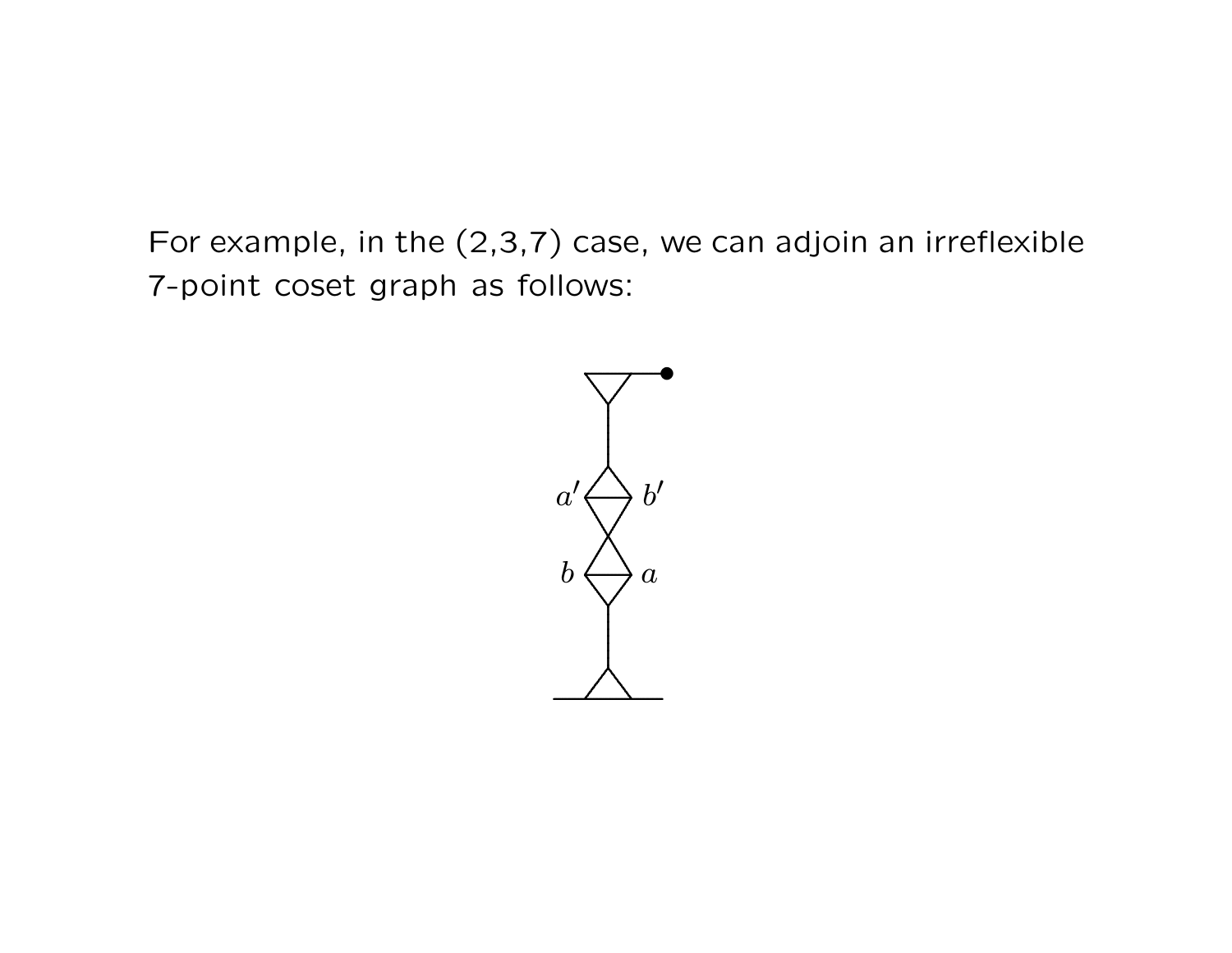For example, in the (2,3,7) case, we can adjoin an irreflexible 7-point coset graph as follows: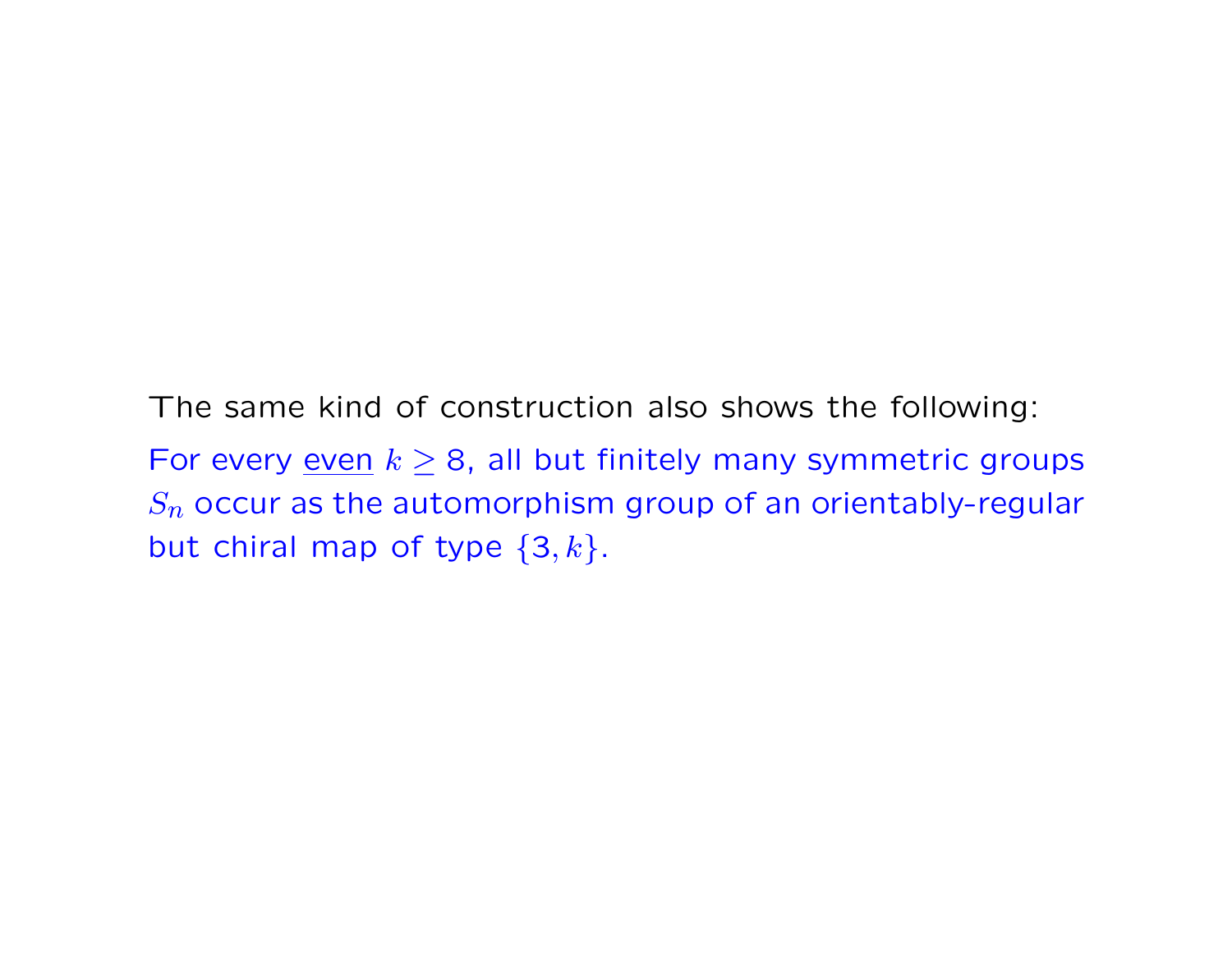The same kind of construction also shows the following:

For every <u>even</u> $k \geq 8$, all but finitely many symmetric groups $S_n$ occur as the automorphism group of an orientably-regular but chiral map of type $\{3, k\}$.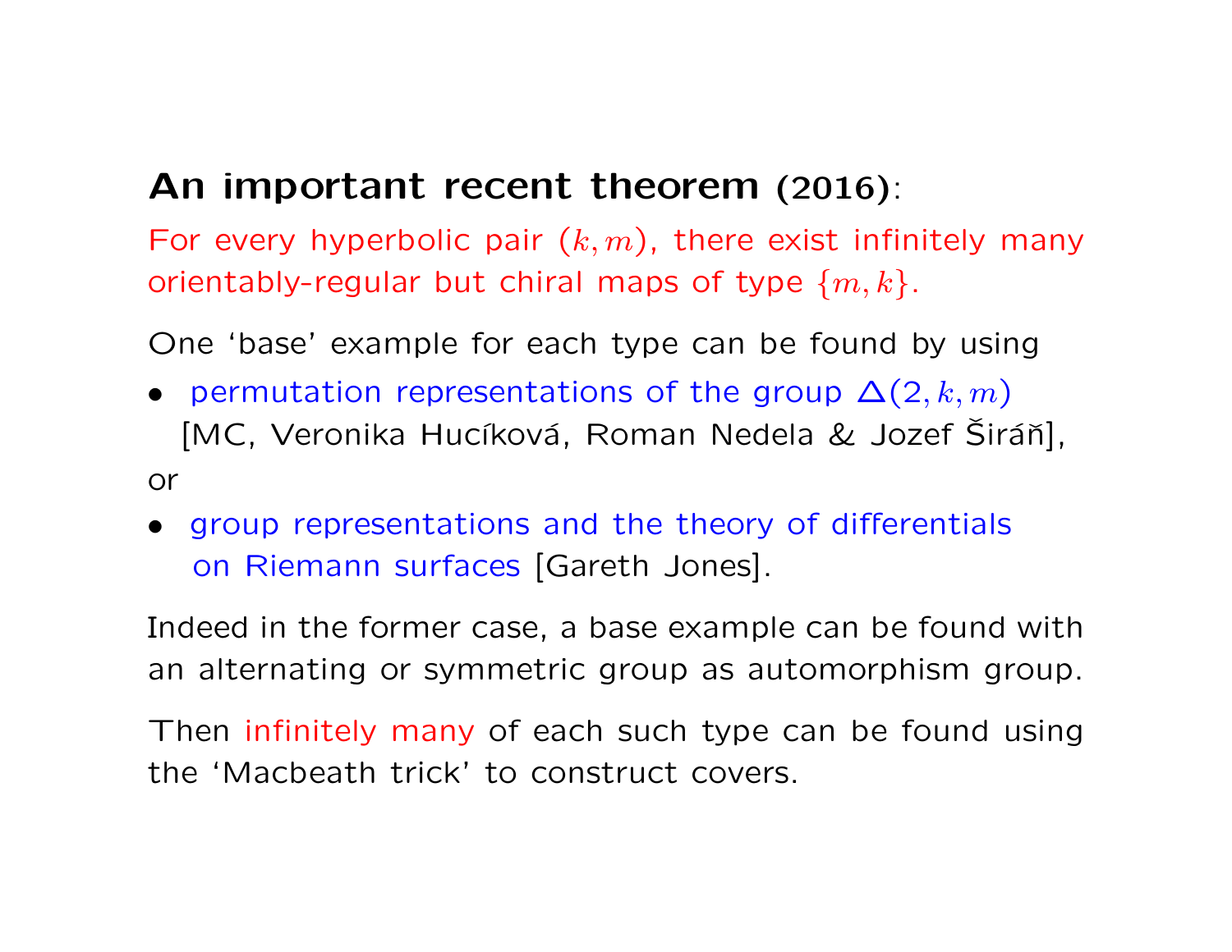**An important recent theorem (2016)**:

For every hyperbolic pair $(k, m)$, there exist infinitely many orientably-regular but chiral maps of type $\{m, k\}$.

One 'base' example for each type can be found by using

- permutation representations of the group $\Delta(2, k, m)$ [MC, Veronika Hucíková, Roman Nedela & Jozef Širáň],

or

- group representations and the theory of differentials on Riemann surfaces [Gareth Jones].

Indeed in the former case, a base example can be found with an alternating or symmetric group as automorphism group.

Then infinitely many of each such type can be found using the 'Macbeath trick' to construct covers.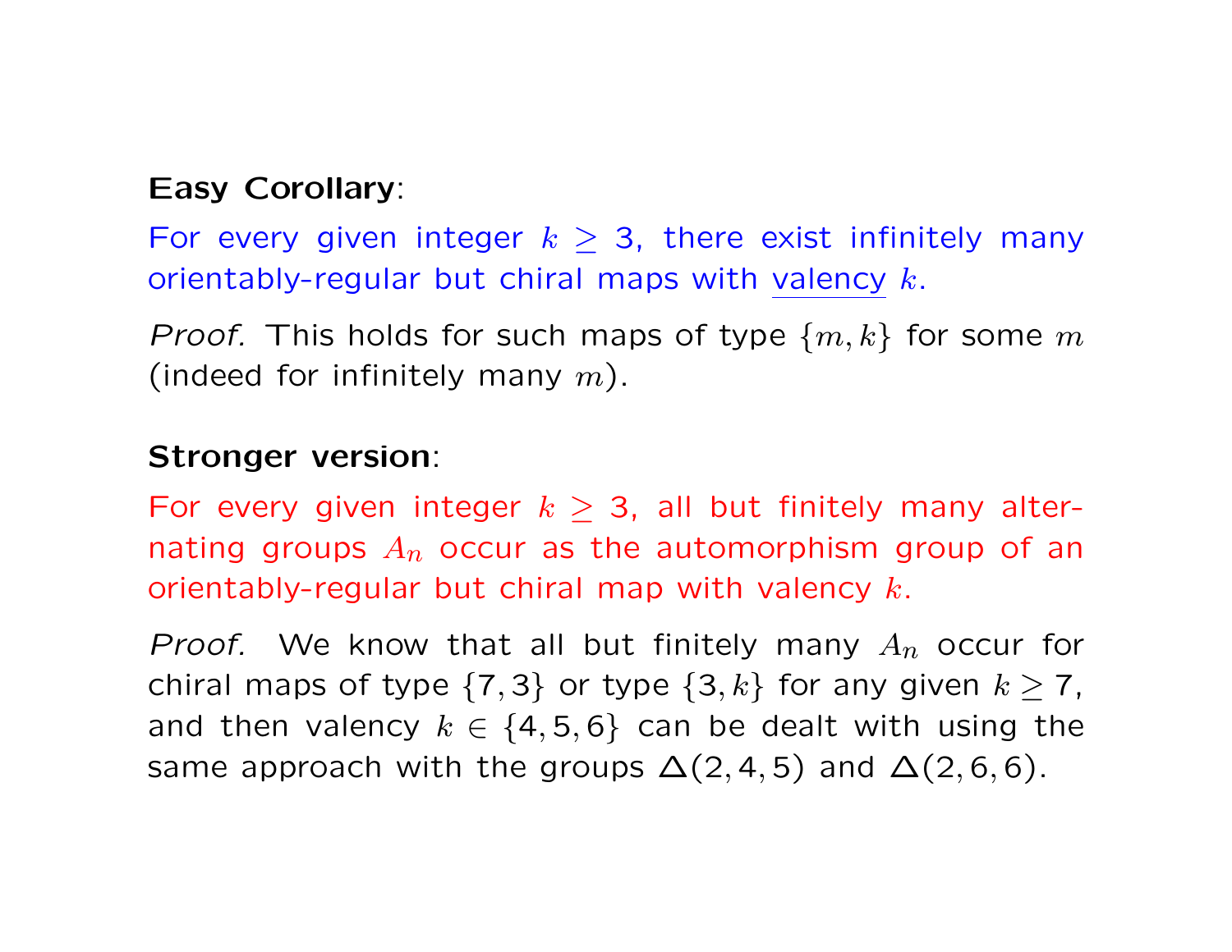**Easy Corollary**:

For every given integer $k \geq 3$, there exist infinitely many orientably-regular but chiral maps with valency $k$.

*Proof.* This holds for such maps of type $\{m, k\}$ for some $m$ (indeed for infinitely many $m$).

**Stronger version**:

For every given integer $k \geq 3$, all but finitely many alternating groups $A_n$ occur as the automorphism group of an orientably-regular but chiral map with valency $k$.

*Proof.* We know that all but finitely many $A_n$ occur for chiral maps of type $\{7, 3\}$ or type $\{3, k\}$ for any given $k \geq 7$, and then valency $k \in \{4, 5, 6\}$ can be dealt with using the same approach with the groups $\Delta(2, 4, 5)$ and $\Delta(2, 6, 6)$.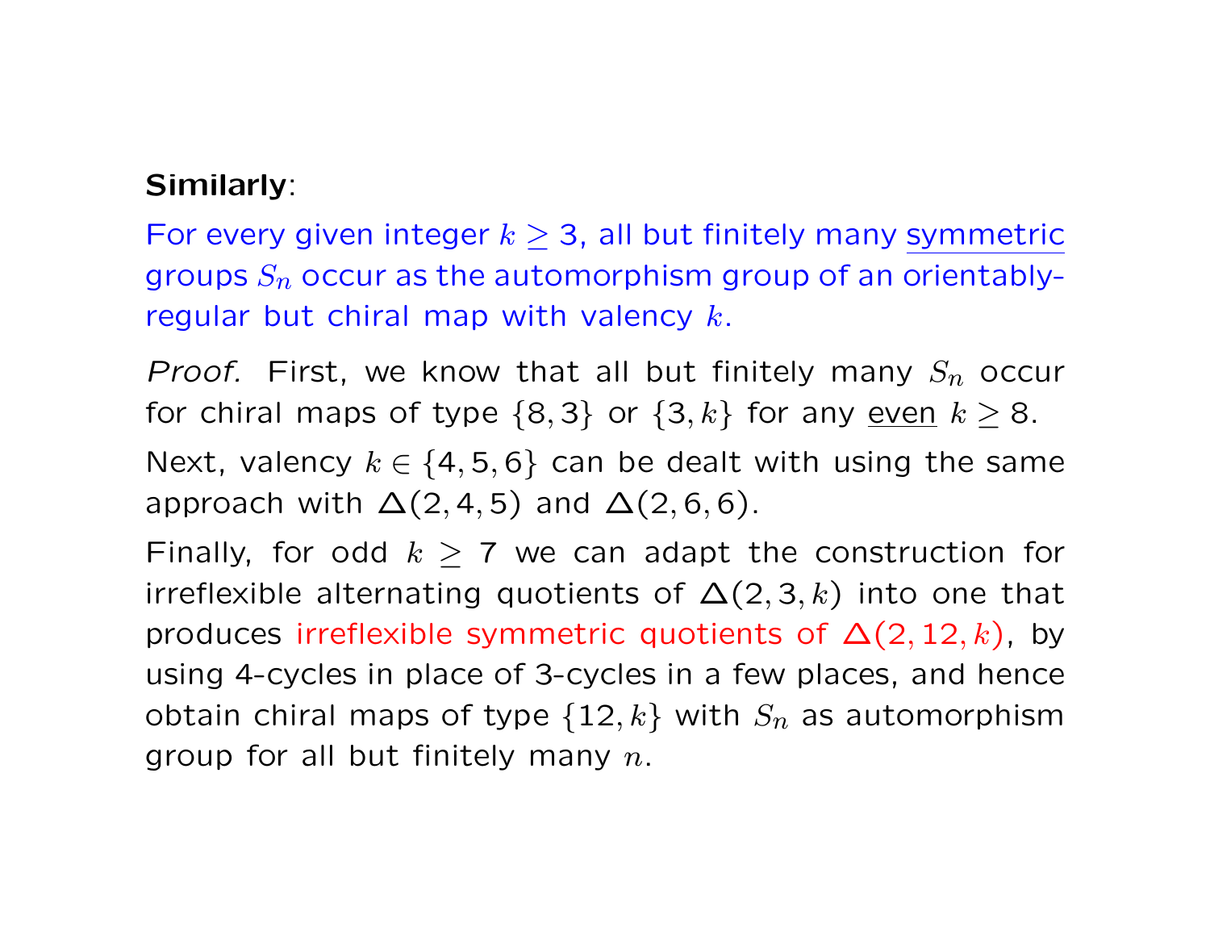**Similarly**:

For every given integer $k \geq 3$, all but finitely many symmetric groups $S_n$ occur as the automorphism group of an orientably-regular but chiral map with valency $k$.

*Proof.* First, we know that all but finitely many $S_n$ occur for chiral maps of type $\{8,3\}$ or $\{3,k\}$ for any even $k \geq 8$.

Next, valency $k \in \{4,5,6\}$ can be dealt with using the same approach with $\Delta(2,4,5)$ and $\Delta(2,6,6)$.

Finally, for odd $k \geq 7$ we can adapt the construction for irreflexible alternating quotients of $\Delta(2,3,k)$ into one that produces irreflexible symmetric quotients of $\Delta(2,12,k)$, by using 4-cycles in place of 3-cycles in a few places, and hence obtain chiral maps of type $\{12,k\}$ with $S_n$ as automorphism group for all but finitely many $n$.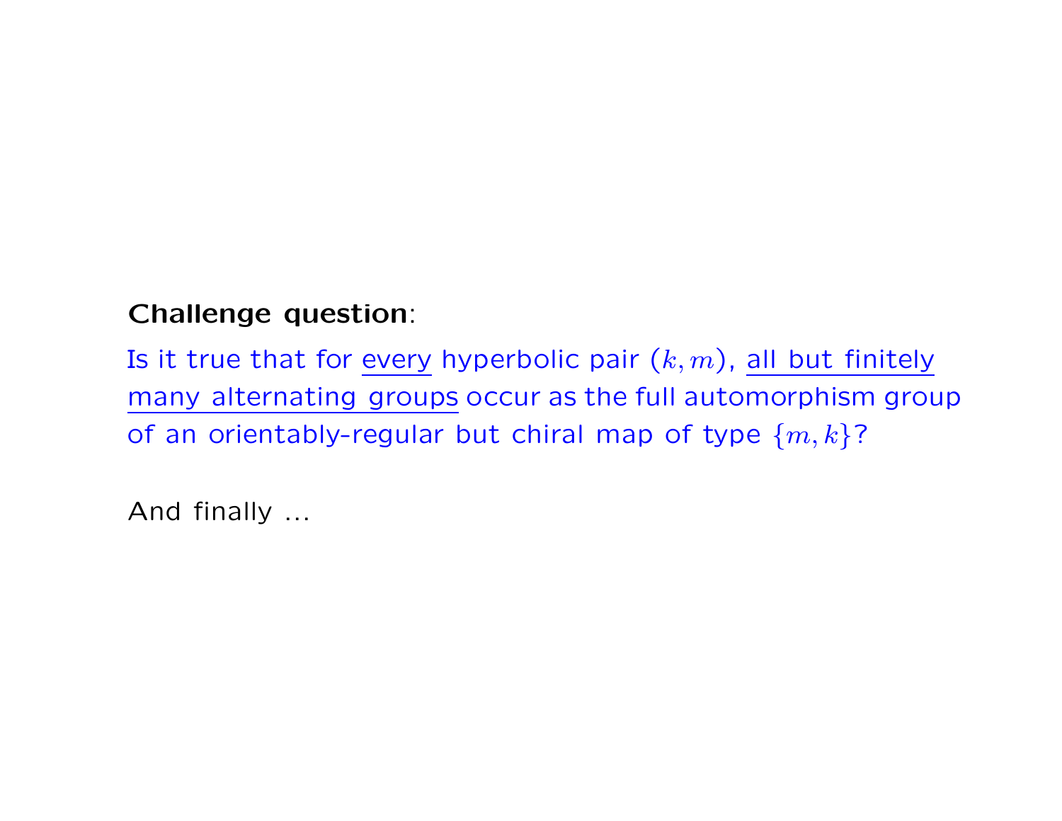**Challenge question**:

Is it true that for every hyperbolic pair $(k, m)$, all but finitely many alternating groups occur as the full automorphism group of an orientably-regular but chiral map of type $\{m, k\}$?

And finally ...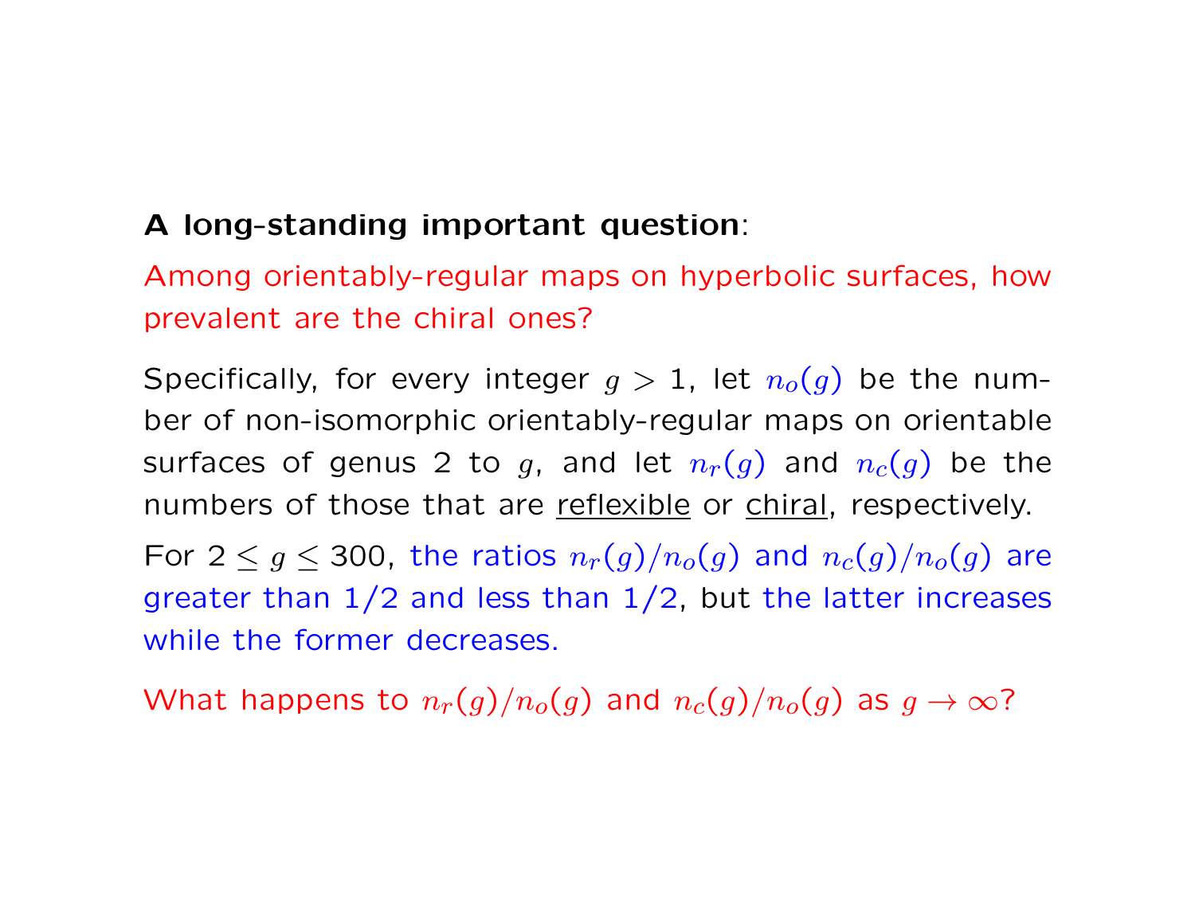**A long-standing important question**:

Among orientably-regular maps on hyperbolic surfaces, how prevalent are the chiral ones?

Specifically, for every integer $g > 1$, let $n_o(g)$ be the number of non-isomorphic orientably-regular maps on orientable surfaces of genus 2 to $g$, and let $n_r(g)$ and $n_c(g)$ be the numbers of those that are reflexible or chiral, respectively.

For $2 \le g \le 300$, the ratios $n_r(g)/n_o(g)$ and $n_c(g)/n_o(g)$ are greater than 1/2 and less than 1/2, but the latter increases while the former decreases.

What happens to $n_r(g)/n_o(g)$ and $n_c(g)/n_o(g)$ as $g \to \infty$?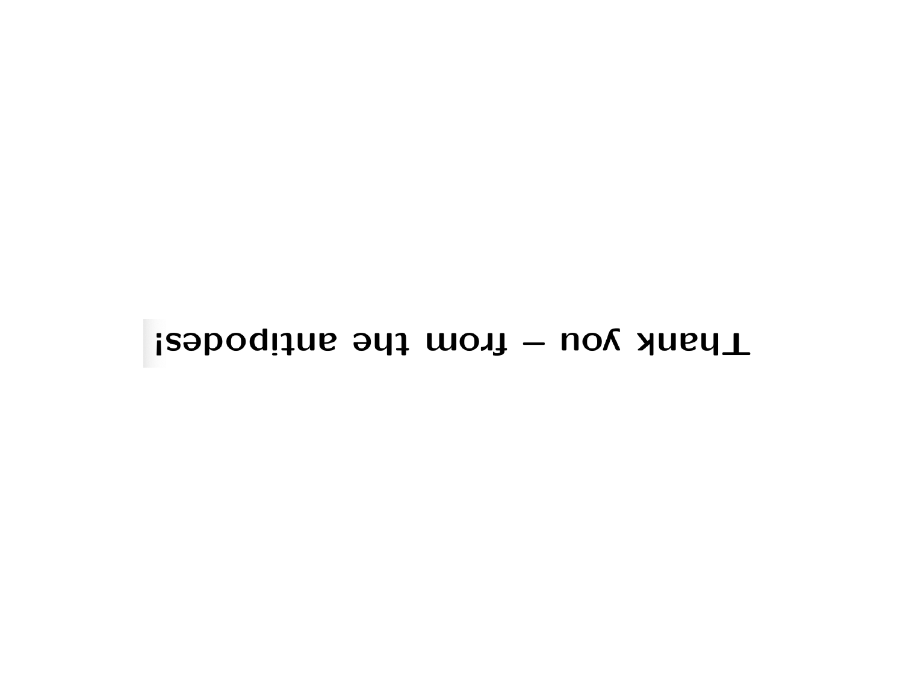**Thank you – from the antipodes!**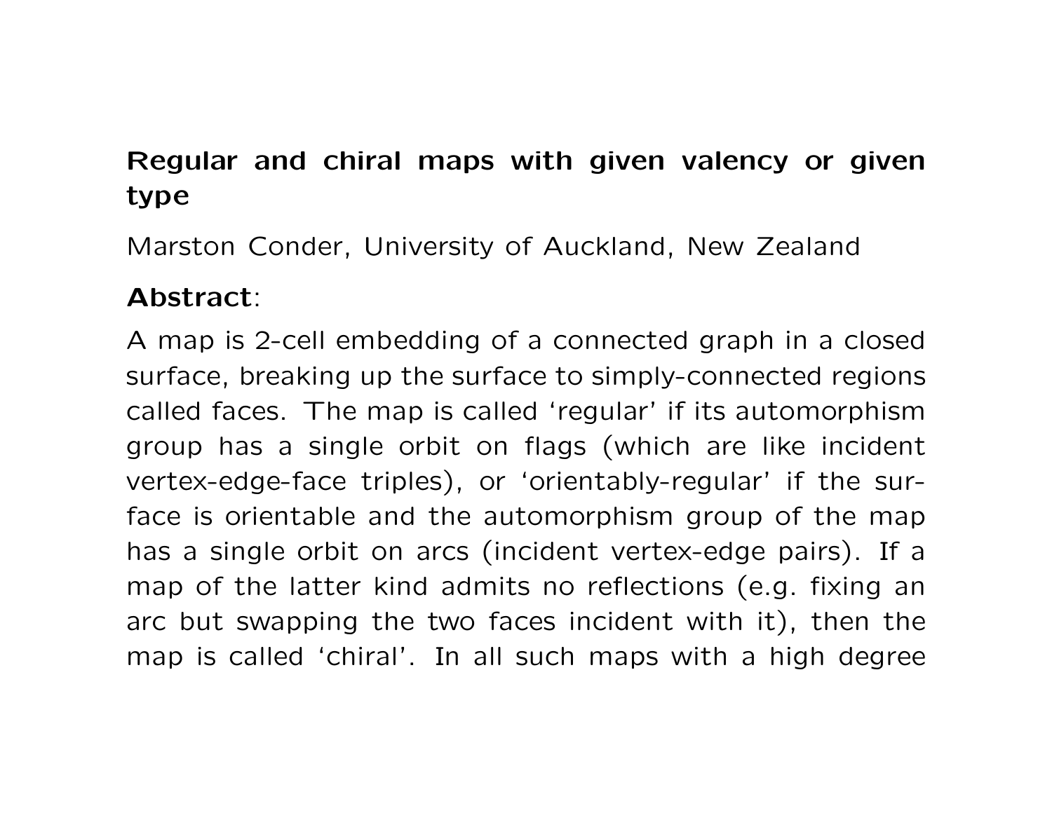## Regular and chiral maps with given valency or given type

Marston Conder, University of Auckland, New Zealand

**Abstract**:

A map is 2-cell embedding of a connected graph in a closed surface, breaking up the surface to simply-connected regions called faces. The map is called 'regular' if its automorphism group has a single orbit on flags (which are like incident vertex-edge-face triples), or 'orientably-regular' if the surface is orientable and the automorphism group of the map has a single orbit on arcs (incident vertex-edge pairs). If a map of the latter kind admits no reflections (e.g. fixing an arc but swapping the two faces incident with it), then the map is called 'chiral'. In all such maps with a high degree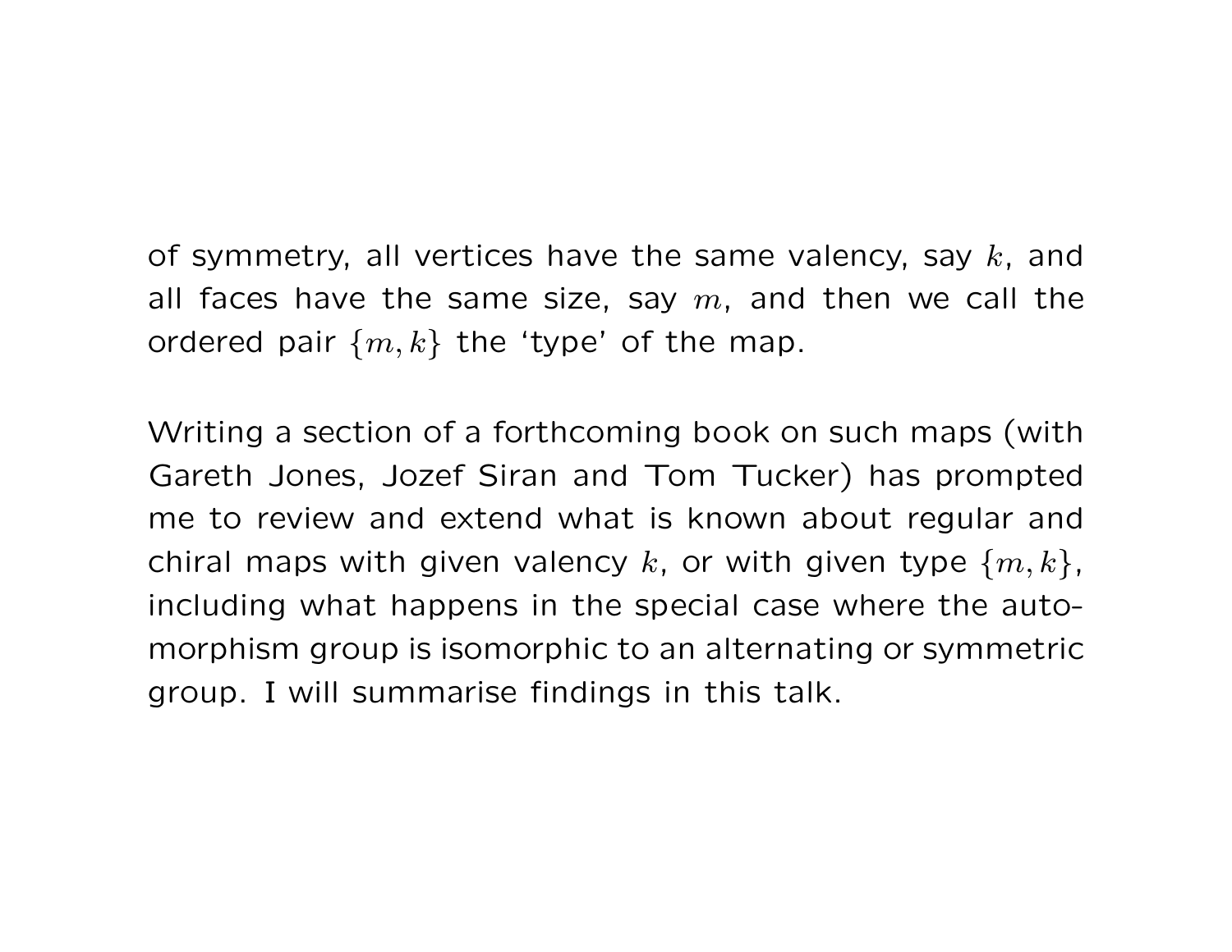of symmetry, all vertices have the same valency, say $k$, and all faces have the same size, say $m$, and then we call the ordered pair $\{m, k\}$ the 'type' of the map.

Writing a section of a forthcoming book on such maps (with Gareth Jones, Jozef Siran and Tom Tucker) has prompted me to review and extend what is known about regular and chiral maps with given valency $k$, or with given type $\{m, k\}$, including what happens in the special case where the automorphism group is isomorphic to an alternating or symmetric group. I will summarise findings in this talk.